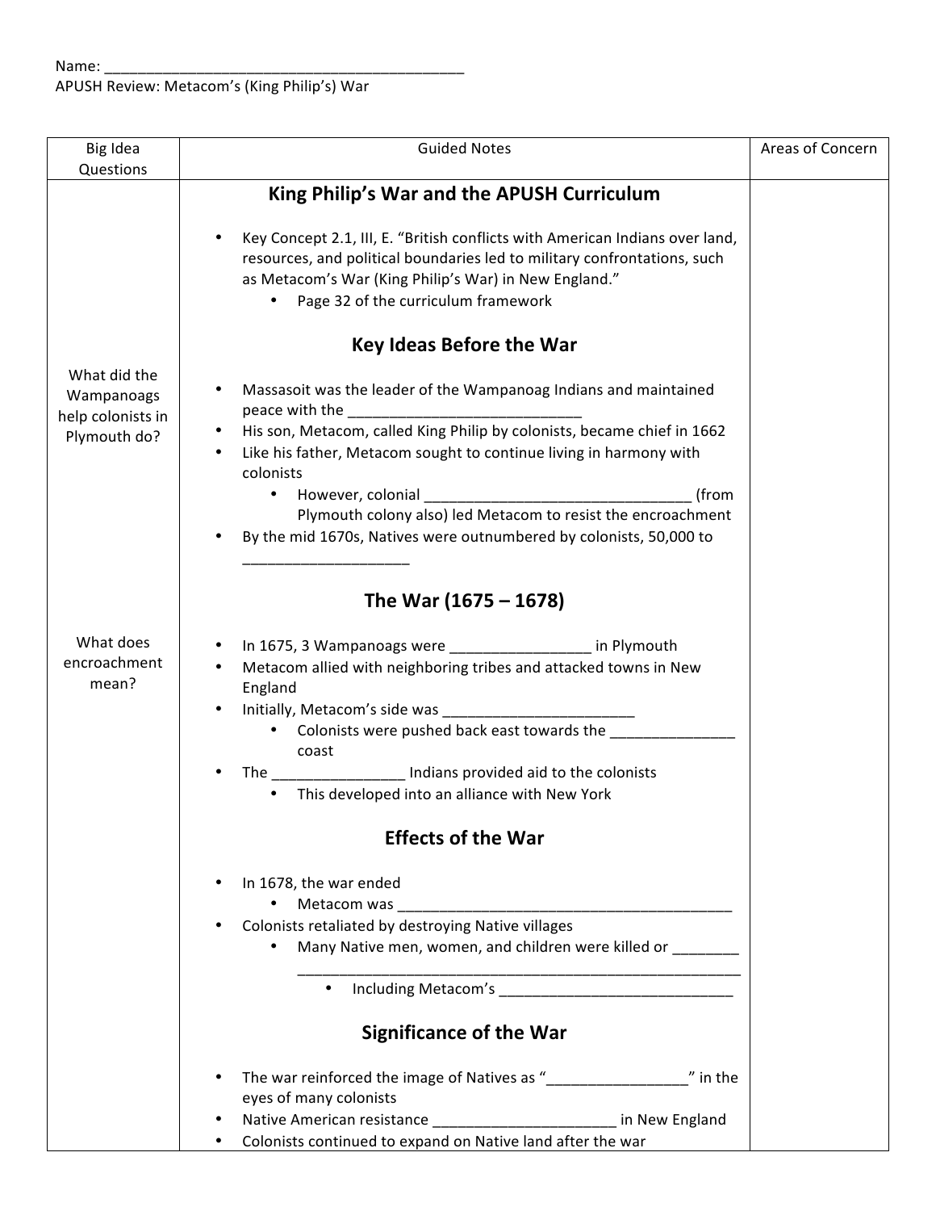Name: _____________________________________________

APUSH Review: Metacom's (King Philip's) War

| Big Idea Questions | Guided Notes | Areas of Concern |
|---|---|---|
| | **King Philip's War and the APUSH Curriculum** | |
| | • Key Concept 2.1, III, E. "British conflicts with American Indians over land, resources, and political boundaries led to military confrontations, such as Metacom's War (King Philip's War) in New England."<br>    • Page 32 of the curriculum framework | |
| | **Key Ideas Before the War** | |
| What did the Wampanoags help colonists in Plymouth do? | • Massasoit was the leader of the Wampanoag Indians and maintained peace with the ___________________________<br>• His son, Metacom, called King Philip by colonists, became chief in 1662<br>• Like his father, Metacom sought to continue living in harmony with colonists<br>    • However, colonial ________________________________ (from Plymouth colony also) led Metacom to resist the encroachment<br>• By the mid 1670s, Natives were outnumbered by colonists, 50,000 to ___________________ | |
| | **The War (1675 – 1678)** | |
| What does encroachment mean? | • In 1675, 3 Wampanoags were _________________ in Plymouth<br>• Metacom allied with neighboring tribes and attacked towns in New England<br>• Initially, Metacom's side was _______________________<br>    • Colonists were pushed back east towards the ______________ coast<br>• The ________________ Indians provided aid to the colonists<br>    • This developed into an alliance with New York | |
| | **Effects of the War** | |
| | • In 1678, the war ended<br>    • Metacom was _________________________________________<br>• Colonists retaliated by destroying Native villages<br>    • Many Native men, women, and children were killed or ________ ______________________________________________________<br>        • Including Metacom's ____________________________ | |
| | **Significance of the War** | |
| | • The war reinforced the image of Natives as "________________" in the eyes of many colonists<br>• Native American resistance ______________________ in New England<br>• Colonists continued to expand on Native land after the war | |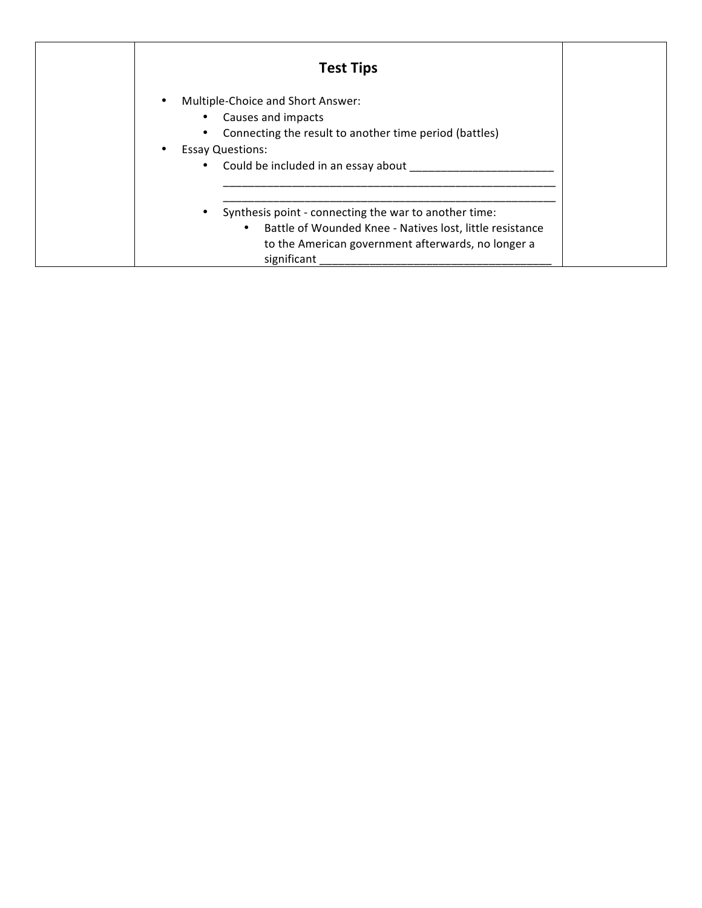| | | |
|---|---|---|
| | **Test Tips**<br><br>• Multiple-Choice and Short Answer:<br>  • Causes and impacts<br>  • Connecting the result to another time period (battles)<br>• Essay Questions:<br>  • Could be included in an essay about _______________________<br>  ______________________________________________________<br>  ______________________________________________________<br>  • Synthesis point - connecting the war to another time:<br>    • Battle of Wounded Knee - Natives lost, little resistance to the American government afterwards, no longer a significant _____________________________________ | |